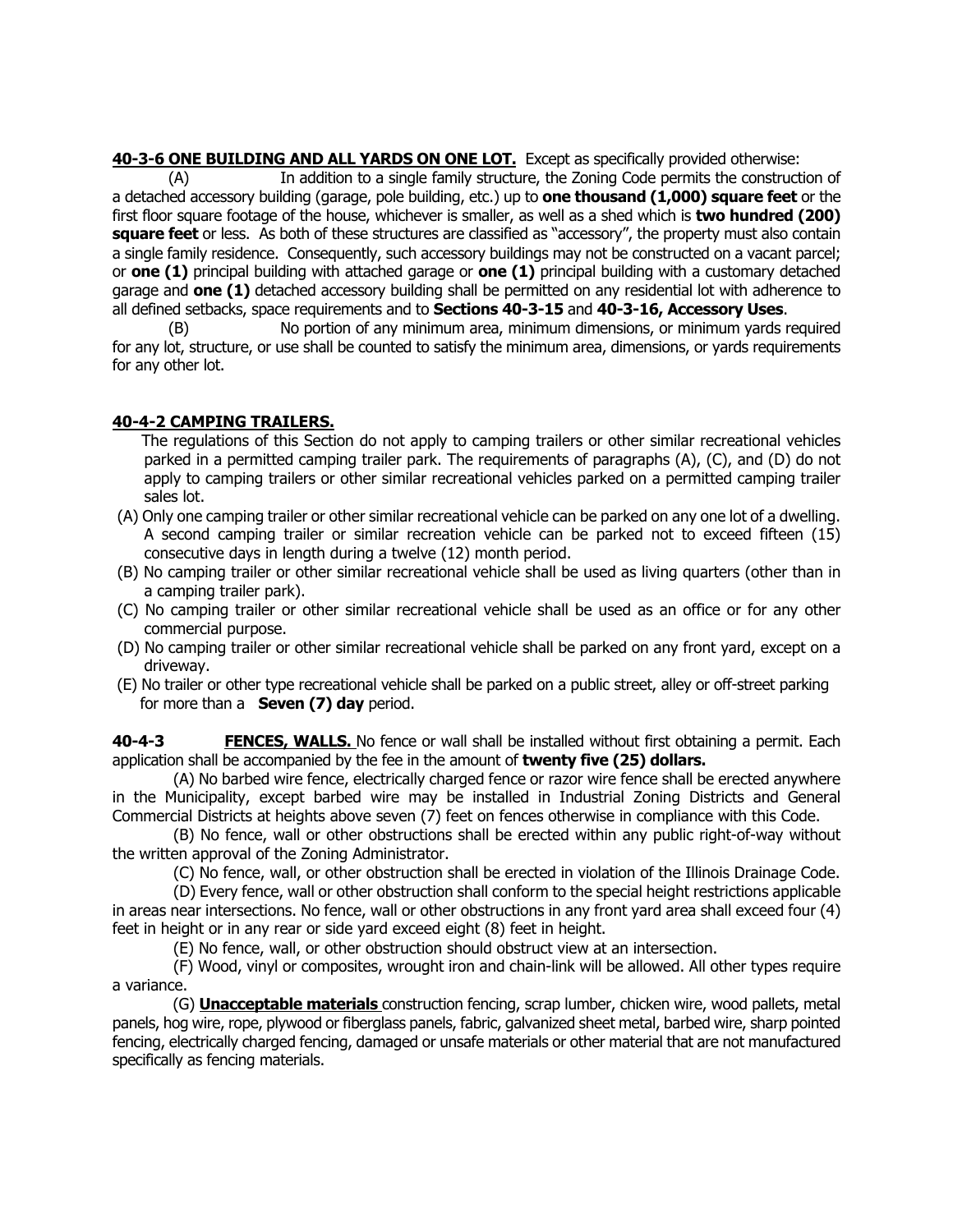**40-3-6 ONE BUILDING AND ALL YARDS ON ONE LOT.** Except as specifically provided otherwise:

(A) In addition to a single family structure, the Zoning Code permits the construction of a detached accessory building (garage, pole building, etc.) up to **one thousand (1,000) square feet** or the first floor square footage of the house, whichever is smaller, as well as a shed which is **two hundred (200) square feet** or less. As both of these structures are classified as "accessory", the property must also contain a single family residence. Consequently, such accessory buildings may not be constructed on a vacant parcel; or **one (1)** principal building with attached garage or **one (1)** principal building with a customary detached garage and **one (1)** detached accessory building shall be permitted on any residential lot with adherence to all defined setbacks, space requirements and to **Sections 40-3-15** and **40-3-16, Accessory Uses**.

(B) No portion of any minimum area, minimum dimensions, or minimum yards required for any lot, structure, or use shall be counted to satisfy the minimum area, dimensions, or yards requirements for any other lot.

**40-4-2 CAMPING TRAILERS.**

The regulations of this Section do not apply to camping trailers or other similar recreational vehicles parked in a permitted camping trailer park. The requirements of paragraphs (A), (C), and (D) do not apply to camping trailers or other similar recreational vehicles parked on a permitted camping trailer sales lot.

(A) Only one camping trailer or other similar recreational vehicle can be parked on any one lot of a dwelling. A second camping trailer or similar recreation vehicle can be parked not to exceed fifteen (15) consecutive days in length during a twelve (12) month period.

(B) No camping trailer or other similar recreational vehicle shall be used as living quarters (other than in a camping trailer park).

(C) No camping trailer or other similar recreational vehicle shall be used as an office or for any other commercial purpose.

(D) No camping trailer or other similar recreational vehicle shall be parked on any front yard, except on a driveway.

(E) No trailer or other type recreational vehicle shall be parked on a public street, alley or off-street parking for more than a **Seven (7) day** period.

**40-4-3 FENCES, WALLS.** No fence or wall shall be installed without first obtaining a permit. Each application shall be accompanied by the fee in the amount of **twenty five (25) dollars.**

(A) No barbed wire fence, electrically charged fence or razor wire fence shall be erected anywhere in the Municipality, except barbed wire may be installed in Industrial Zoning Districts and General Commercial Districts at heights above seven (7) feet on fences otherwise in compliance with this Code.

(B) No fence, wall or other obstructions shall be erected within any public right-of-way without the written approval of the Zoning Administrator.

(C) No fence, wall, or other obstruction shall be erected in violation of the Illinois Drainage Code.

(D) Every fence, wall or other obstruction shall conform to the special height restrictions applicable in areas near intersections. No fence, wall or other obstructions in any front yard area shall exceed four (4) feet in height or in any rear or side yard exceed eight (8) feet in height.

(E) No fence, wall, or other obstruction should obstruct view at an intersection.

(F) Wood, vinyl or composites, wrought iron and chain-link will be allowed. All other types require a variance.

(G) **Unacceptable materials** construction fencing, scrap lumber, chicken wire, wood pallets, metal panels, hog wire, rope, plywood or fiberglass panels, fabric, galvanized sheet metal, barbed wire, sharp pointed fencing, electrically charged fencing, damaged or unsafe materials or other material that are not manufactured specifically as fencing materials.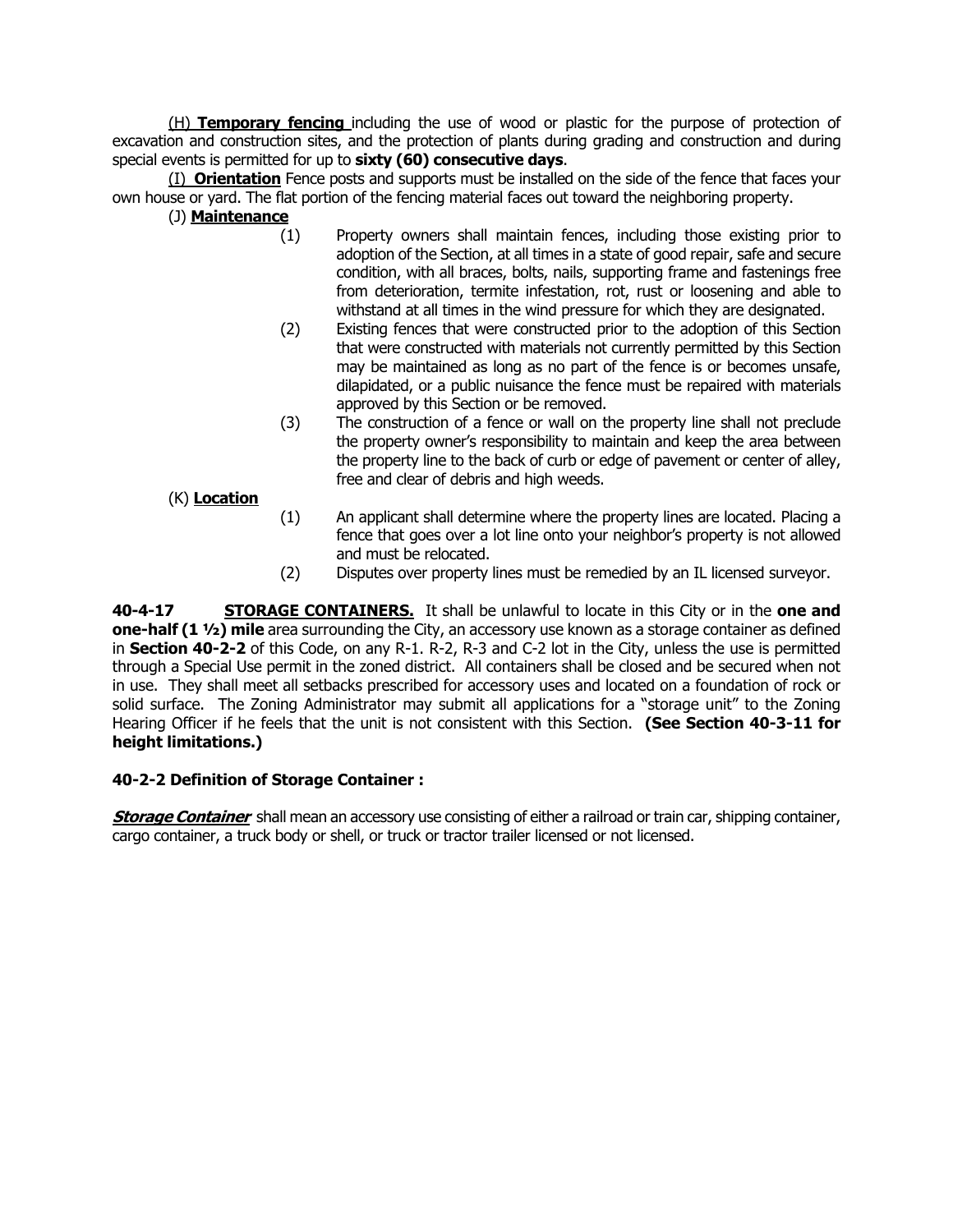(H) **Temporary fencing** including the use of wood or plastic for the purpose of protection of excavation and construction sites, and the protection of plants during grading and construction and during special events is permitted for up to **sixty (60) consecutive days**.

(I) **Orientation** Fence posts and supports must be installed on the side of the fence that faces your own house or yard. The flat portion of the fencing material faces out toward the neighboring property.

(J) **Maintenance**

(1) Property owners shall maintain fences, including those existing prior to adoption of the Section, at all times in a state of good repair, safe and secure condition, with all braces, bolts, nails, supporting frame and fastenings free from deterioration, termite infestation, rot, rust or loosening and able to withstand at all times in the wind pressure for which they are designated.

(2) Existing fences that were constructed prior to the adoption of this Section that were constructed with materials not currently permitted by this Section may be maintained as long as no part of the fence is or becomes unsafe, dilapidated, or a public nuisance the fence must be repaired with materials approved by this Section or be removed.

(3) The construction of a fence or wall on the property line shall not preclude the property owner's responsibility to maintain and keep the area between the property line to the back of curb or edge of pavement or center of alley, free and clear of debris and high weeds.

(K) **Location**

(1) An applicant shall determine where the property lines are located. Placing a fence that goes over a lot line onto your neighbor's property is not allowed and must be relocated.

(2) Disputes over property lines must be remedied by an IL licensed surveyor.

**40-4-17 STORAGE CONTAINERS.** It shall be unlawful to locate in this City or in the **one and one-half (1 ½) mile** area surrounding the City, an accessory use known as a storage container as defined in **Section 40-2-2** of this Code, on any R-1. R-2, R-3 and C-2 lot in the City, unless the use is permitted through a Special Use permit in the zoned district. All containers shall be closed and be secured when not in use. They shall meet all setbacks prescribed for accessory uses and located on a foundation of rock or solid surface. The Zoning Administrator may submit all applications for a "storage unit" to the Zoning Hearing Officer if he feels that the unit is not consistent with this Section. **(See Section 40-3-11 for height limitations.)**

**40-2-2 Definition of Storage Container :**

***Storage Container*** shall mean an accessory use consisting of either a railroad or train car, shipping container, cargo container, a truck body or shell, or truck or tractor trailer licensed or not licensed.